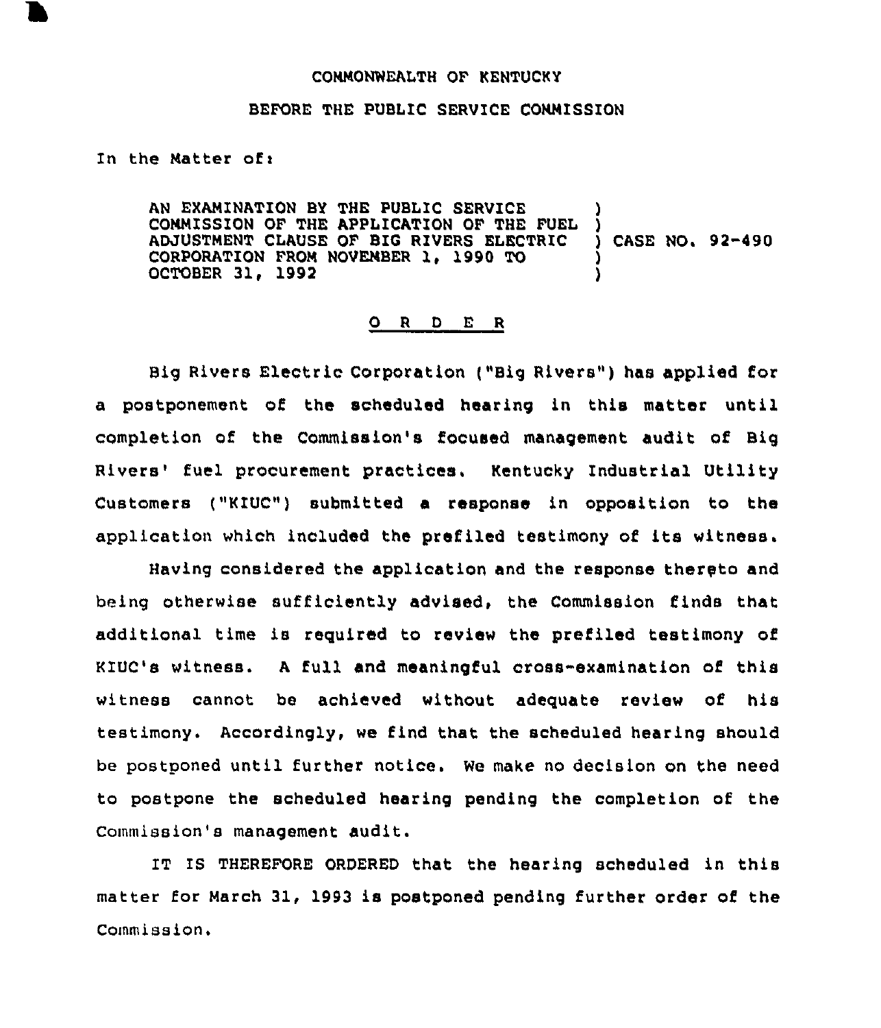COMMONWEALTH OF KENTUCKY

BEFORE THE PUBLIC SERVICE COMMISSION

In the Matter of:

AN EXAMINATION BY THE PUBLIC SERVICE COMMISSION OF THE APPLICATION OF THE FUEL ADJUSTMENT CLAUSE OF BIG RIVERS ELECTRIC CORPORATION FROM NOVEMBER 1, 1990 TO OCTOBER 31, 1992 ) CASE NO. 92-490

## O R D E R

Big Rivers Electric Corporation ("Big Rivers") has applied for a postponement of the scheduled hearing in this matter until completion of the Commission's focused management audit of Big Rivers' fuel procurement practices. Kentucky Industrial Utility Customers ("KIUC") submitted a response in opposition to the application which included the prefiled testimony of its witness.

Having considered the application and the response thereto and being otherwise sufficiently advised, the Commission finds that additional time is required to review the prefiled testimony of KIUC's witness. A full and meaningful cross-examination of this witness cannot be achieved without adequate review of his testimony. Accordingly, we find that the scheduled hearing should be postponed until further notice. We make no decision on the need to postpone the scheduled hearing pending the completion of the Commission's management audit.

IT IS THEREFORE ORDERED that the hearing scheduled in this matter for March 31, 1993 is postponed pending further order of the Commission.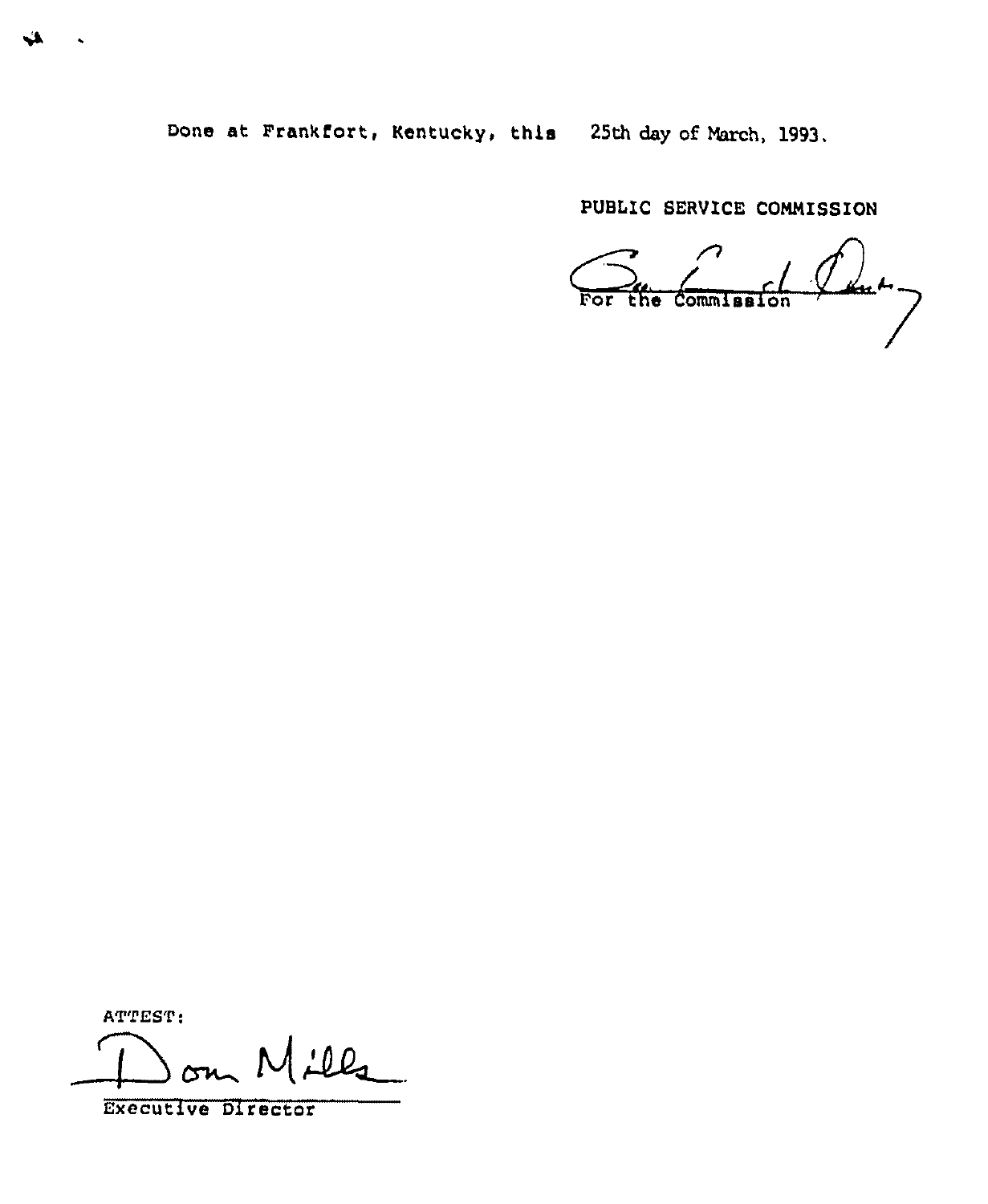Done at Frankfort, Kentucky, this 25th day of March, 1993.

PUBLIC SERVICE COMMISSION

For the Commission

ATTEST:

Executive Director